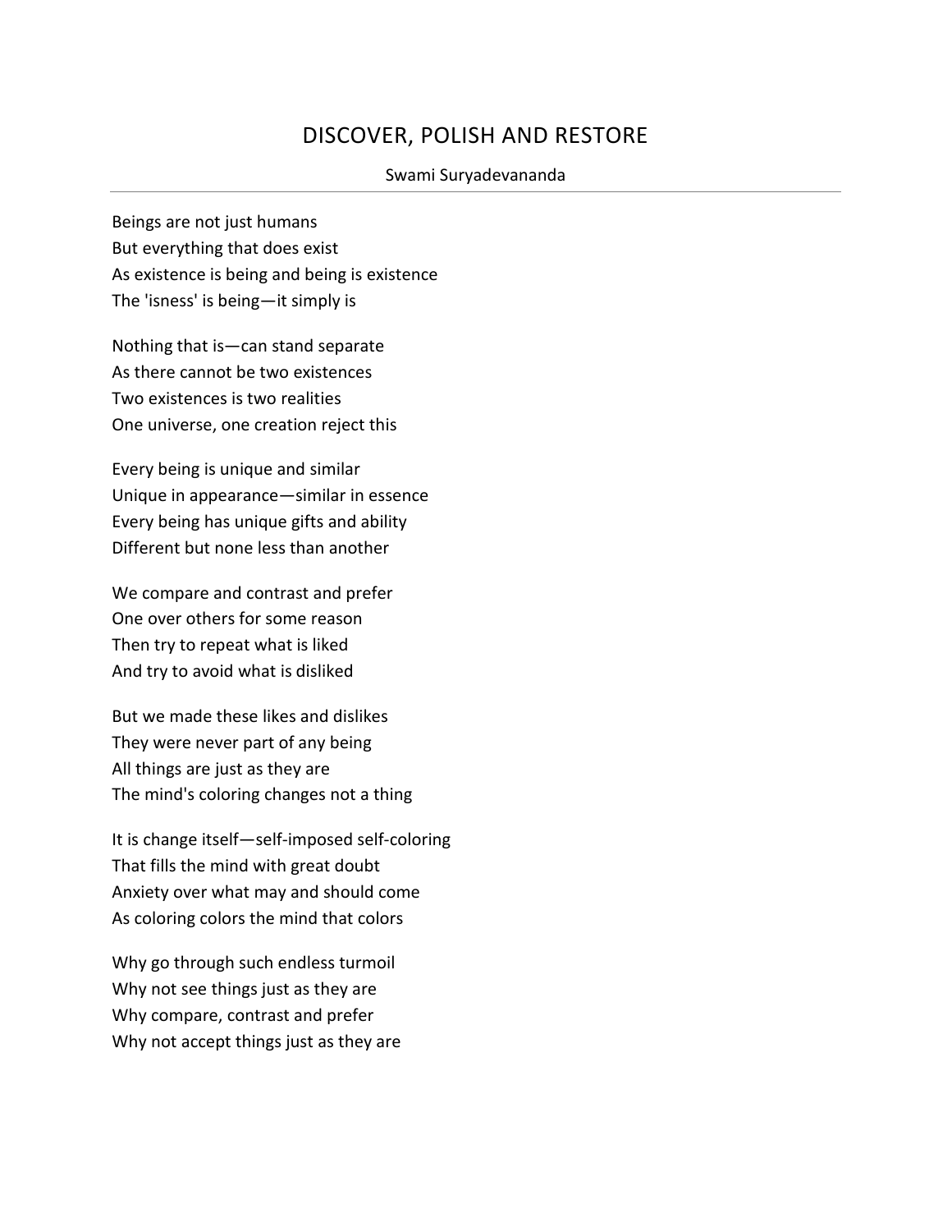# DISCOVER, POLISH AND RESTORE

Swami Suryadevananda

---

Beings are not just humans
But everything that does exist
As existence is being and being is existence
The 'isness' is being—it simply is

Nothing that is—can stand separate
As there cannot be two existences
Two existences is two realities
One universe, one creation reject this

Every being is unique and similar
Unique in appearance—similar in essence
Every being has unique gifts and ability
Different but none less than another

We compare and contrast and prefer
One over others for some reason
Then try to repeat what is liked
And try to avoid what is disliked

But we made these likes and dislikes
They were never part of any being
All things are just as they are
The mind's coloring changes not a thing

It is change itself—self-imposed self-coloring
That fills the mind with great doubt
Anxiety over what may and should come
As coloring colors the mind that colors

Why go through such endless turmoil
Why not see things just as they are
Why compare, contrast and prefer
Why not accept things just as they are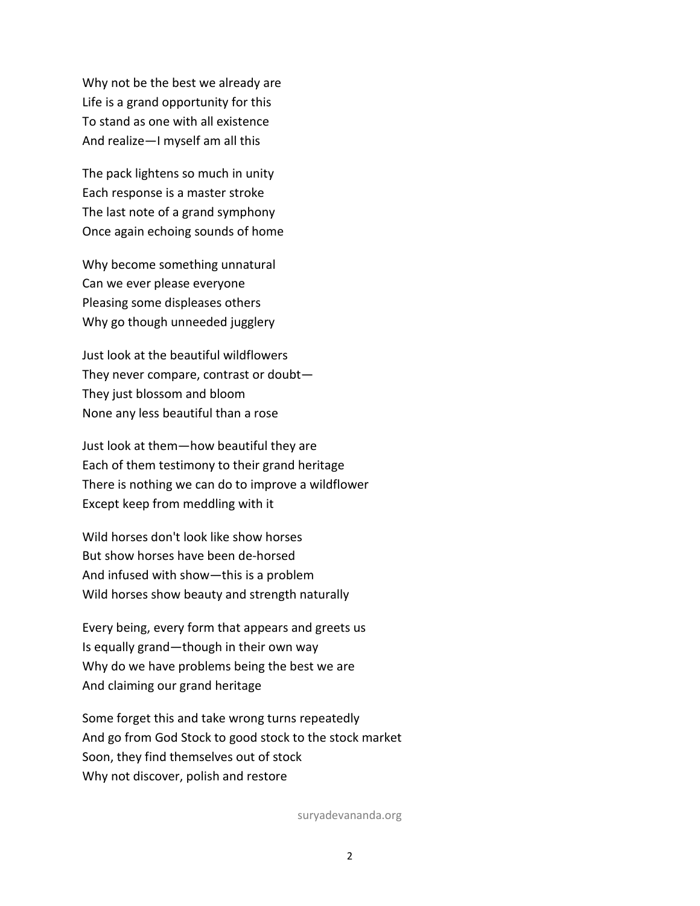Why not be the best we already are
Life is a grand opportunity for this
To stand as one with all existence
And realize—I myself am all this

The pack lightens so much in unity
Each response is a master stroke
The last note of a grand symphony
Once again echoing sounds of home

Why become something unnatural
Can we ever please everyone
Pleasing some displeases others
Why go though unneeded jugglery

Just look at the beautiful wildflowers
They never compare, contrast or doubt—
They just blossom and bloom
None any less beautiful than a rose

Just look at them—how beautiful they are
Each of them testimony to their grand heritage
There is nothing we can do to improve a wildflower
Except keep from meddling with it

Wild horses don't look like show horses
But show horses have been de-horsed
And infused with show—this is a problem
Wild horses show beauty and strength naturally

Every being, every form that appears and greets us
Is equally grand—though in their own way
Why do we have problems being the best we are
And claiming our grand heritage

Some forget this and take wrong turns repeatedly
And go from God Stock to good stock to the stock market
Soon, they find themselves out of stock
Why not discover, polish and restore